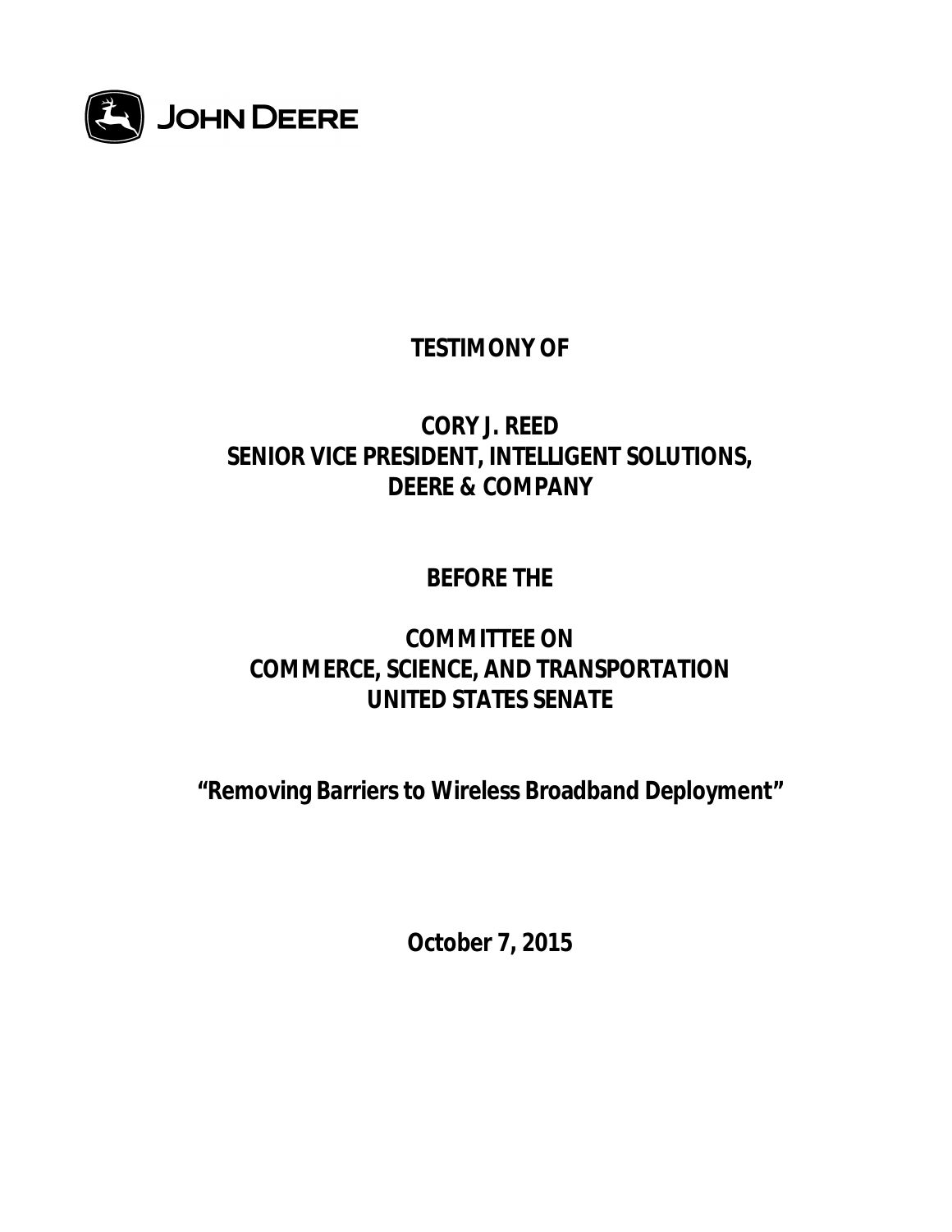JOHN DEERE

**TESTIMONY OF**

**CORY J. REED**
**SENIOR VICE PRESIDENT, INTELLIGENT SOLUTIONS,**
**DEERE & COMPANY**

**BEFORE THE**

**COMMITTEE ON**
**COMMERCE, SCIENCE, AND TRANSPORTATION**
**UNITED STATES SENATE**

**"Removing Barriers to Wireless Broadband Deployment"**

**October 7, 2015**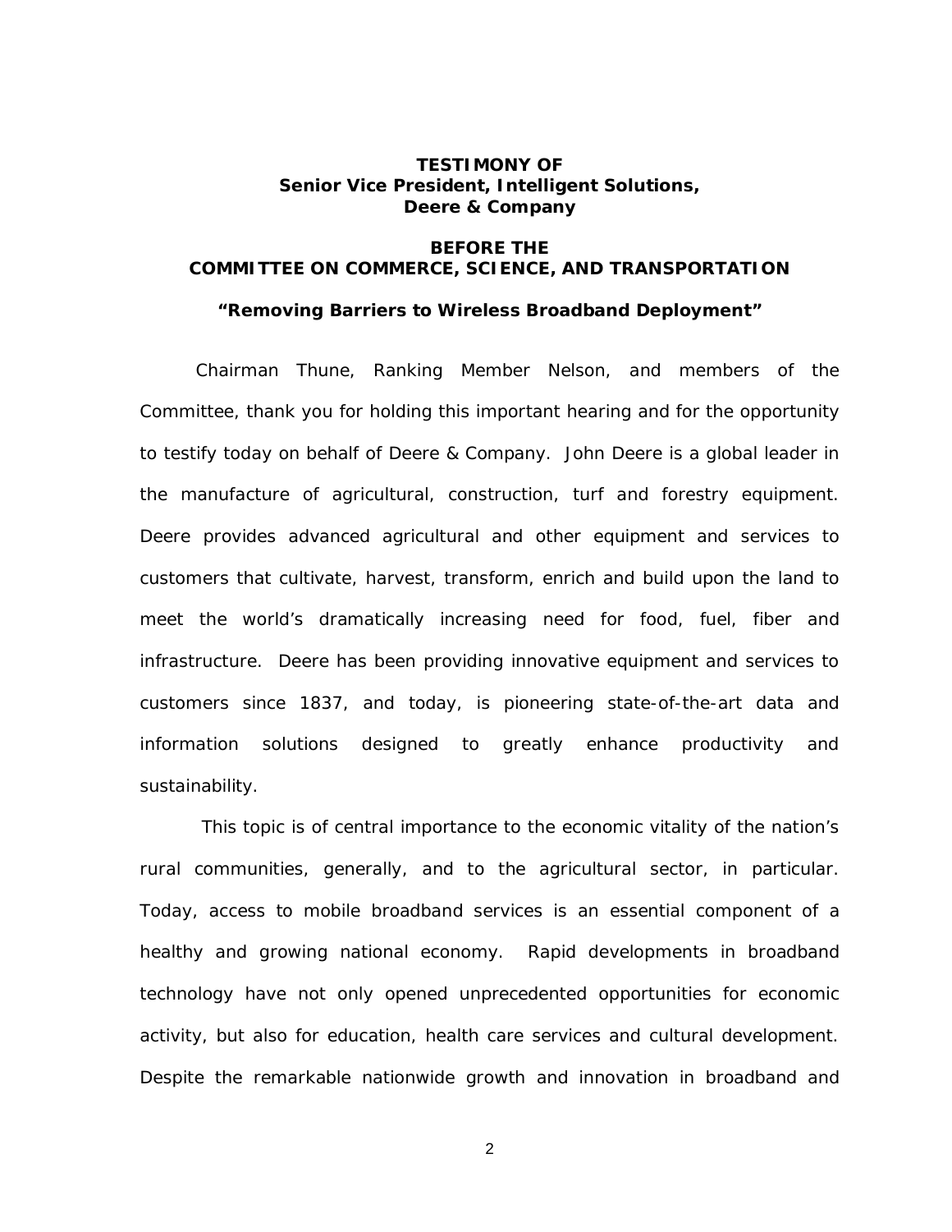**TESTIMONY OF**
**Senior Vice President, Intelligent Solutions,**
**Deere & Company**

**BEFORE THE**
**COMMITTEE ON COMMERCE, SCIENCE, AND TRANSPORTATION**

***"Removing Barriers to Wireless Broadband Deployment"***

Chairman Thune, Ranking Member Nelson, and members of the Committee, thank you for holding this important hearing and for the opportunity to testify today on behalf of Deere & Company. John Deere is a global leader in the manufacture of agricultural, construction, turf and forestry equipment. Deere provides advanced agricultural and other equipment and services to customers that cultivate, harvest, transform, enrich and build upon the land to meet the world's dramatically increasing need for food, fuel, fiber and infrastructure. Deere has been providing innovative equipment and services to customers since 1837, and today, is pioneering state-of-the-art data and information solutions designed to greatly enhance productivity and sustainability.

This topic is of central importance to the economic vitality of the nation's rural communities, generally, and to the agricultural sector, in particular. Today, access to mobile broadband services is an essential component of a healthy and growing national economy. Rapid developments in broadband technology have not only opened unprecedented opportunities for economic activity, but also for education, health care services and cultural development. Despite the remarkable nationwide growth and innovation in broadband and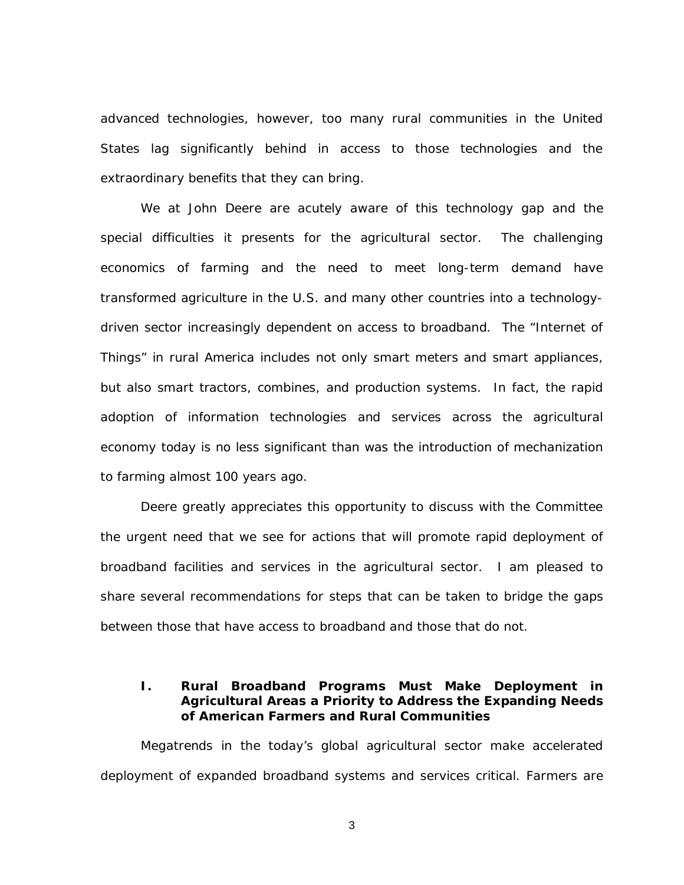advanced technologies, however, too many rural communities in the United States lag significantly behind in access to those technologies and the extraordinary benefits that they can bring.

We at John Deere are acutely aware of this technology gap and the special difficulties it presents for the agricultural sector. The challenging economics of farming and the need to meet long-term demand have transformed agriculture in the U.S. and many other countries into a technology-driven sector increasingly dependent on access to broadband. The "Internet of Things" in rural America includes not only smart meters and smart appliances, but also smart tractors, combines, and production systems. In fact, the rapid adoption of information technologies and services across the agricultural economy today is no less significant than was the introduction of mechanization to farming almost 100 years ago.

Deere greatly appreciates this opportunity to discuss with the Committee the urgent need that we see for actions that will promote rapid deployment of broadband facilities and services in the agricultural sector. I am pleased to share several recommendations for steps that can be taken to bridge the gaps between those that have access to broadband and those that do not.

## I. Rural Broadband Programs Must Make Deployment in Agricultural Areas a Priority to Address the Expanding Needs of American Farmers and Rural Communities

Megatrends in the today's global agricultural sector make accelerated deployment of expanded broadband systems and services critical. Farmers are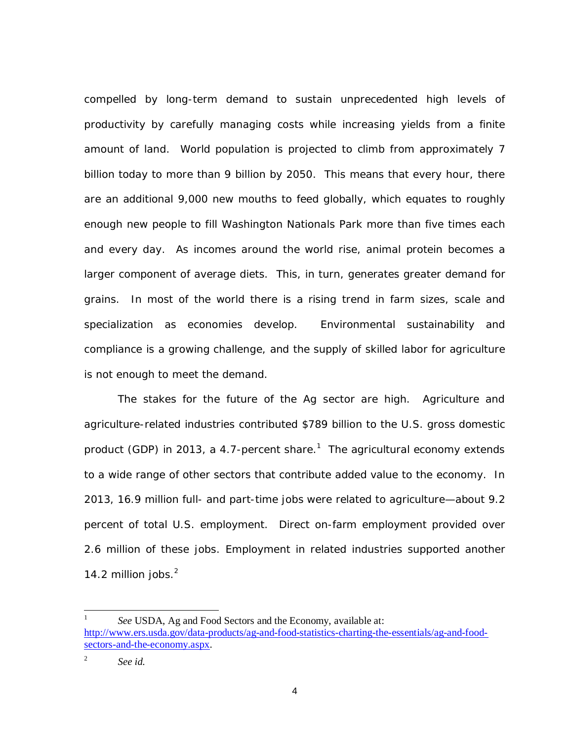compelled by long-term demand to sustain unprecedented high levels of productivity by carefully managing costs while increasing yields from a finite amount of land. World population is projected to climb from approximately 7 billion today to more than 9 billion by 2050. This means that every hour, there are an additional 9,000 new mouths to feed globally, which equates to roughly enough new people to fill Washington Nationals Park more than five times each and every day. As incomes around the world rise, animal protein becomes a larger component of average diets. This, in turn, generates greater demand for grains. In most of the world there is a rising trend in farm sizes, scale and specialization as economies develop. Environmental sustainability and compliance is a growing challenge, and the supply of skilled labor for agriculture is not enough to meet the demand.

The stakes for the future of the Ag sector are high. Agriculture and agriculture-related industries contributed $789 billion to the U.S. gross domestic product (GDP) in 2013, a 4.7-percent share.[1] The agricultural economy extends to a wide range of other sectors that contribute added value to the economy. In 2013, 16.9 million full- and part-time jobs were related to agriculture—about 9.2 percent of total U.S. employment. Direct on-farm employment provided over 2.6 million of these jobs. Employment in related industries supported another 14.2 million jobs.[2]

---

[1] *See* USDA, Ag and Food Sectors and the Economy, available at: http://www.ers.usda.gov/data-products/ag-and-food-statistics-charting-the-essentials/ag-and-food-sectors-and-the-economy.aspx.

[2] *See id.*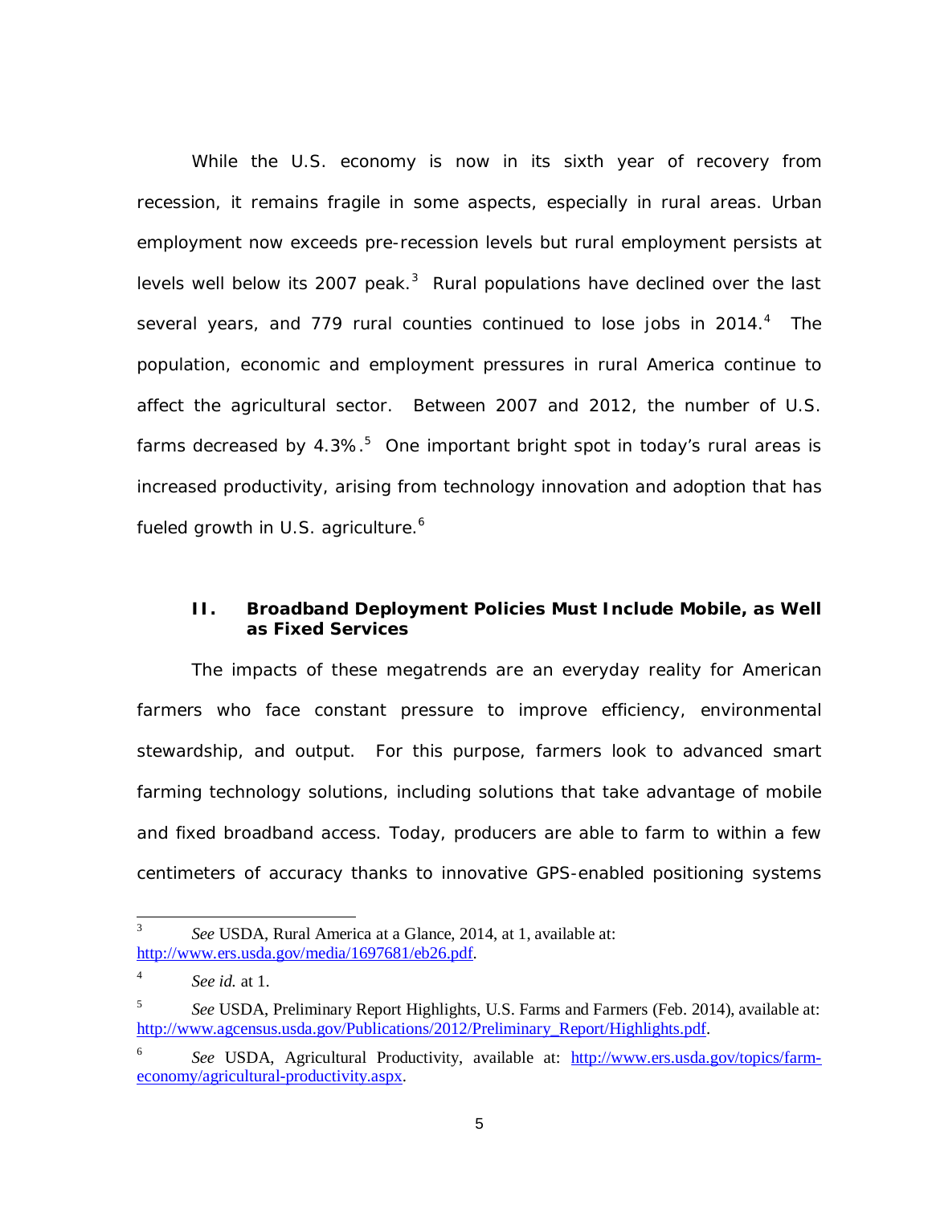While the U.S. economy is now in its sixth year of recovery from recession, it remains fragile in some aspects, especially in rural areas. Urban employment now exceeds pre-recession levels but rural employment persists at levels well below its 2007 peak.[3] Rural populations have declined over the last several years, and 779 rural counties continued to lose jobs in 2014.[4] The population, economic and employment pressures in rural America continue to affect the agricultural sector. Between 2007 and 2012, the number of U.S. farms decreased by 4.3%.[5] One important bright spot in today's rural areas is increased productivity, arising from technology innovation and adoption that has fueled growth in U.S. agriculture.[6]

## II. Broadband Deployment Policies Must Include Mobile, as Well as Fixed Services

The impacts of these megatrends are an everyday reality for American farmers who face constant pressure to improve efficiency, environmental stewardship, and output. For this purpose, farmers look to advanced smart farming technology solutions, including solutions that take advantage of mobile and fixed broadband access. Today, producers are able to farm to within a few centimeters of accuracy thanks to innovative GPS-enabled positioning systems

---

[3] *See* USDA, Rural America at a Glance, 2014, at 1, available at: http://www.ers.usda.gov/media/1697681/eb26.pdf.

[4] *See id.* at 1.

[5] *See* USDA, Preliminary Report Highlights, U.S. Farms and Farmers (Feb. 2014), available at: http://www.agcensus.usda.gov/Publications/2012/Preliminary_Report/Highlights.pdf.

[6] *See* USDA, Agricultural Productivity, available at: http://www.ers.usda.gov/topics/farm-economy/agricultural-productivity.aspx.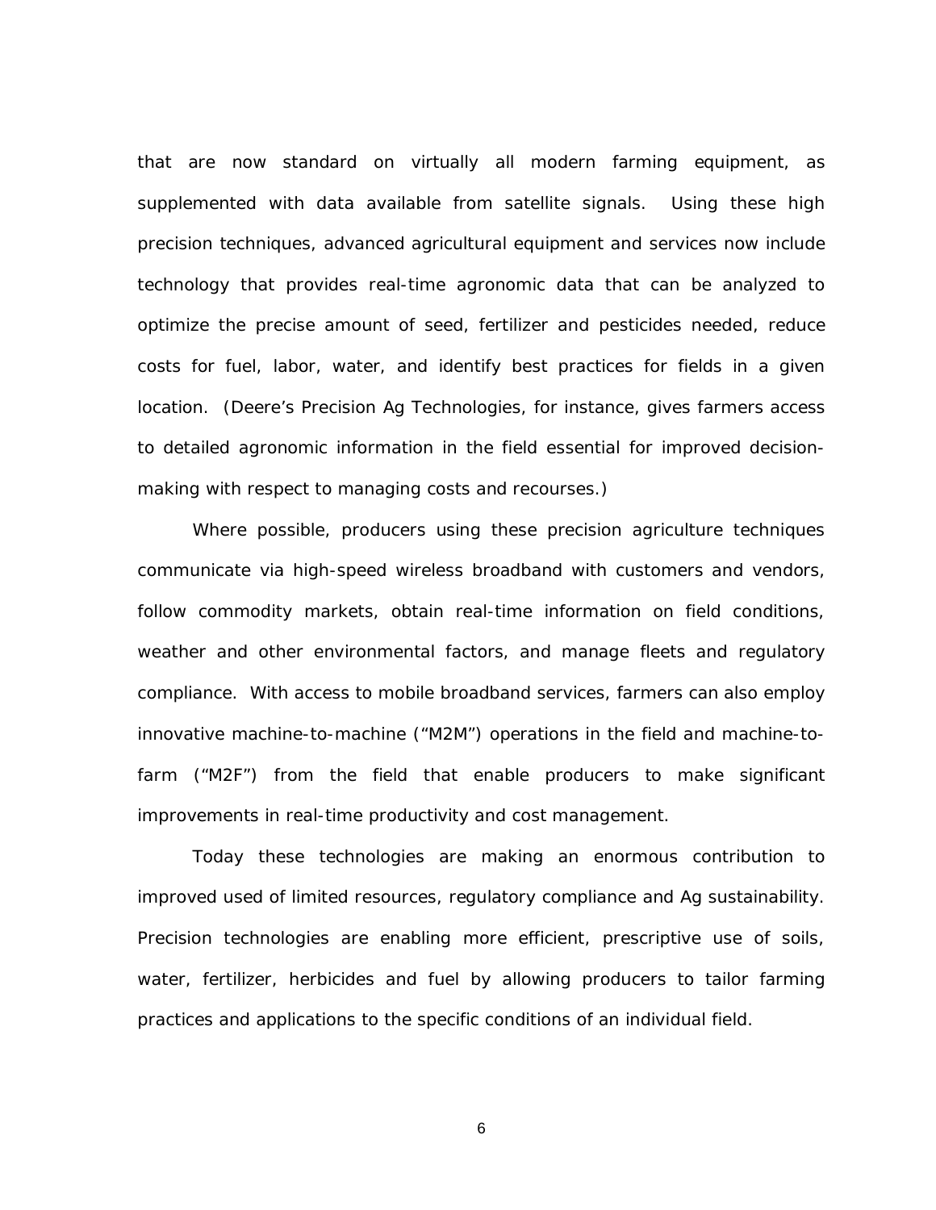that are now standard on virtually all modern farming equipment, as supplemented with data available from satellite signals. Using these high precision techniques, advanced agricultural equipment and services now include technology that provides real-time agronomic data that can be analyzed to optimize the precise amount of seed, fertilizer and pesticides needed, reduce costs for fuel, labor, water, and identify best practices for fields in a given location. (Deere's Precision Ag Technologies, for instance, gives farmers access to detailed agronomic information in the field essential for improved decision-making with respect to managing costs and recourses.)

Where possible, producers using these precision agriculture techniques communicate via high-speed wireless broadband with customers and vendors, follow commodity markets, obtain real-time information on field conditions, weather and other environmental factors, and manage fleets and regulatory compliance. With access to mobile broadband services, farmers can also employ innovative machine-to-machine ("M2M") operations in the field and machine-to-farm ("M2F") from the field that enable producers to make significant improvements in real-time productivity and cost management.

Today these technologies are making an enormous contribution to improved used of limited resources, regulatory compliance and Ag sustainability. Precision technologies are enabling more efficient, prescriptive use of soils, water, fertilizer, herbicides and fuel by allowing producers to tailor farming practices and applications to the specific conditions of an individual field.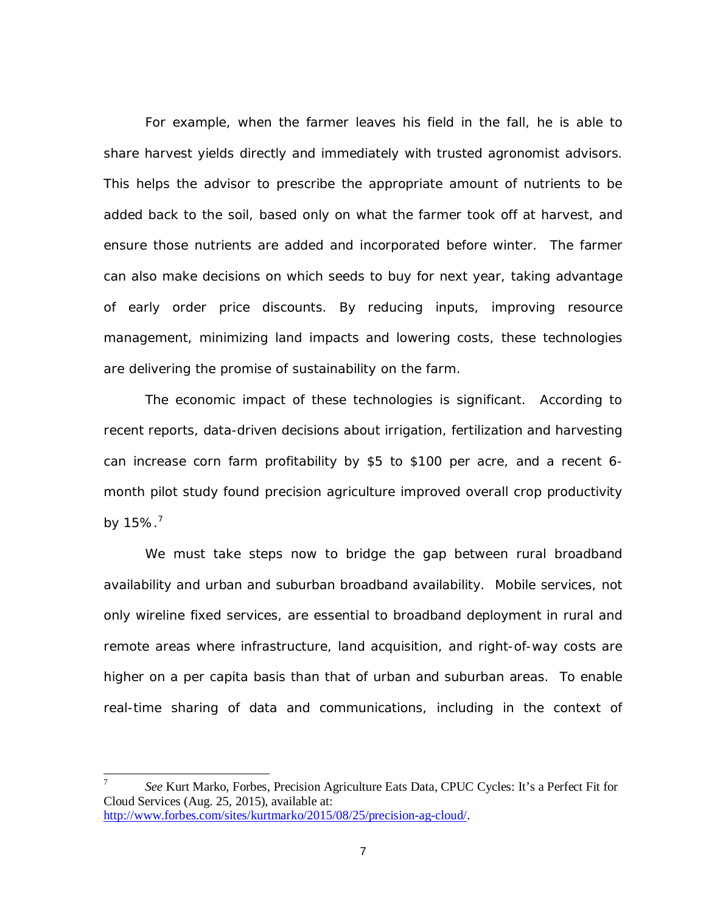For example, when the farmer leaves his field in the fall, he is able to share harvest yields directly and immediately with trusted agronomist advisors. This helps the advisor to prescribe the appropriate amount of nutrients to be added back to the soil, based only on what the farmer took off at harvest, and ensure those nutrients are added and incorporated before winter. The farmer can also make decisions on which seeds to buy for next year, taking advantage of early order price discounts. By reducing inputs, improving resource management, minimizing land impacts and lowering costs, these technologies are delivering the promise of sustainability on the farm.

The economic impact of these technologies is significant. According to recent reports, data-driven decisions about irrigation, fertilization and harvesting can increase corn farm profitability by $5 to $100 per acre, and a recent 6-month pilot study found precision agriculture improved overall crop productivity by 15%.[7]

We must take steps now to bridge the gap between rural broadband availability and urban and suburban broadband availability. Mobile services, not only wireline fixed services, are essential to broadband deployment in rural and remote areas where infrastructure, land acquisition, and right-of-way costs are higher on a per capita basis than that of urban and suburban areas. To enable real-time sharing of data and communications, including in the context of

---

[7] *See* Kurt Marko, Forbes, Precision Agriculture Eats Data, CPUC Cycles: It's a Perfect Fit for Cloud Services (Aug. 25, 2015), available at: http://www.forbes.com/sites/kurtmarko/2015/08/25/precision-ag-cloud/.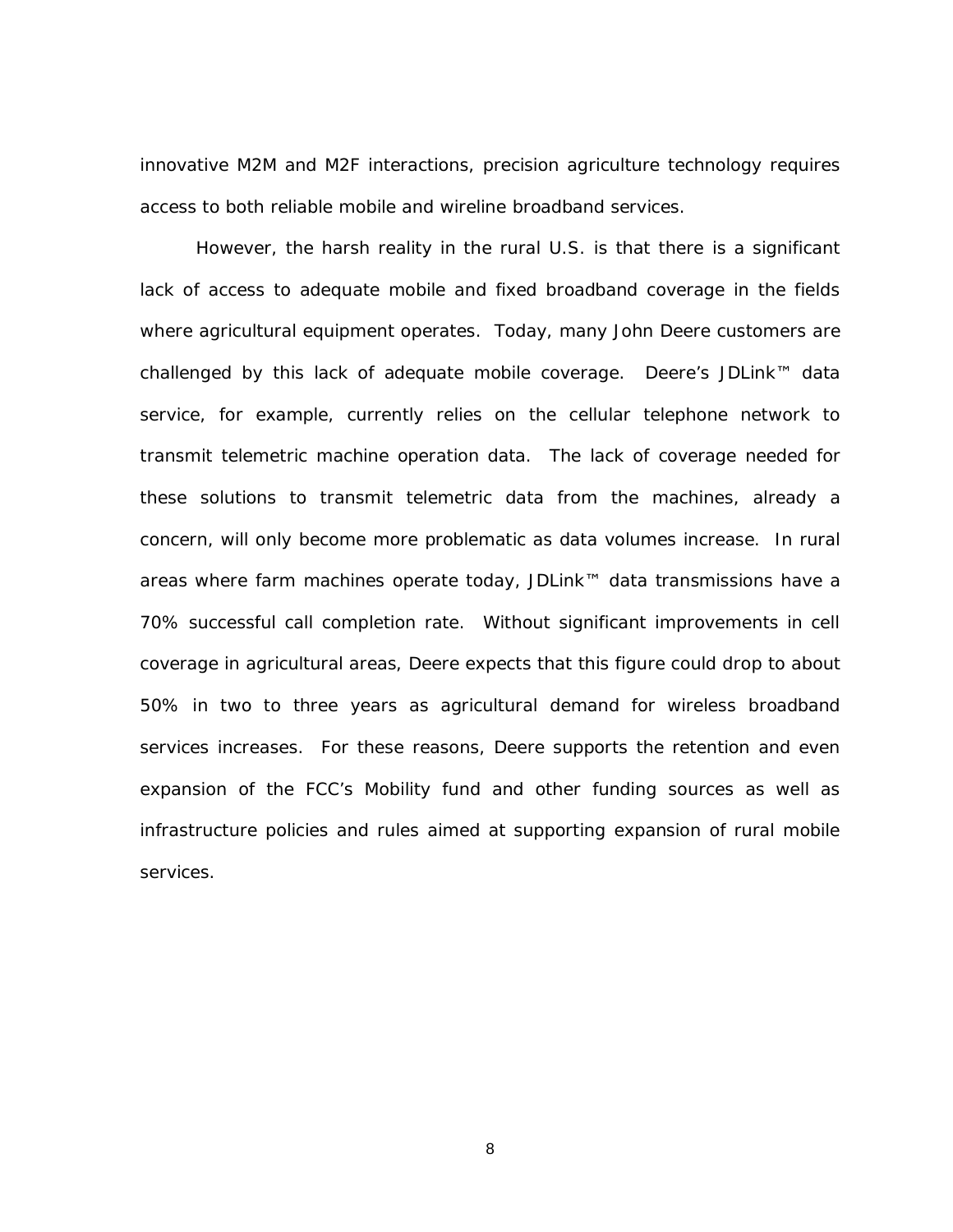innovative M2M and M2F interactions, precision agriculture technology requires access to both reliable mobile and wireline broadband services.

However, the harsh reality in the rural U.S. is that there is a significant lack of access to adequate mobile and fixed broadband coverage in the fields where agricultural equipment operates. Today, many John Deere customers are challenged by this lack of adequate mobile coverage. Deere's JDLink™ data service, for example, currently relies on the cellular telephone network to transmit telemetric machine operation data. The lack of coverage needed for these solutions to transmit telemetric data from the machines, already a concern, will only become more problematic as data volumes increase. In rural areas where farm machines operate today, JDLink™ data transmissions have a 70% successful call completion rate. Without significant improvements in cell coverage in agricultural areas, Deere expects that this figure could drop to about 50% in two to three years as agricultural demand for wireless broadband services increases. For these reasons, Deere supports the retention and even expansion of the FCC's Mobility fund and other funding sources as well as infrastructure policies and rules aimed at supporting expansion of rural mobile services.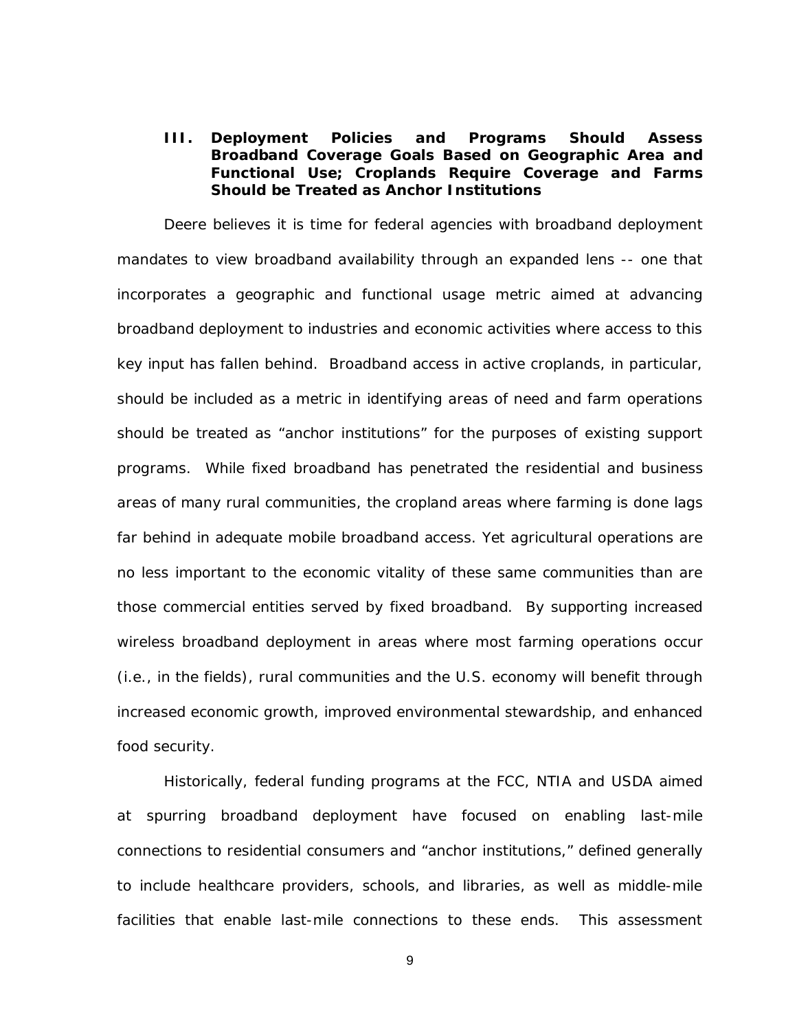## III. Deployment Policies and Programs Should Assess Broadband Coverage Goals Based on Geographic Area and Functional Use; Croplands Require Coverage and Farms Should be Treated as Anchor Institutions

Deere believes it is time for federal agencies with broadband deployment mandates to view broadband availability through an expanded lens -- one that incorporates a geographic and functional usage metric aimed at advancing broadband deployment to industries and economic activities where access to this key input has fallen behind. Broadband access in active croplands, in particular, should be included as a metric in identifying areas of need and farm operations should be treated as "anchor institutions" for the purposes of existing support programs. While fixed broadband has penetrated the residential and business areas of many rural communities, the cropland areas where farming is done lags far behind in adequate mobile broadband access. Yet agricultural operations are no less important to the economic vitality of these same communities than are those commercial entities served by fixed broadband. By supporting increased wireless broadband deployment in areas where most farming operations occur (i.e., in the fields), rural communities and the U.S. economy will benefit through increased economic growth, improved environmental stewardship, and enhanced food security.

Historically, federal funding programs at the FCC, NTIA and USDA aimed at spurring broadband deployment have focused on enabling last-mile connections to residential consumers and "anchor institutions," defined generally to include healthcare providers, schools, and libraries, as well as middle-mile facilities that enable last-mile connections to these ends. This assessment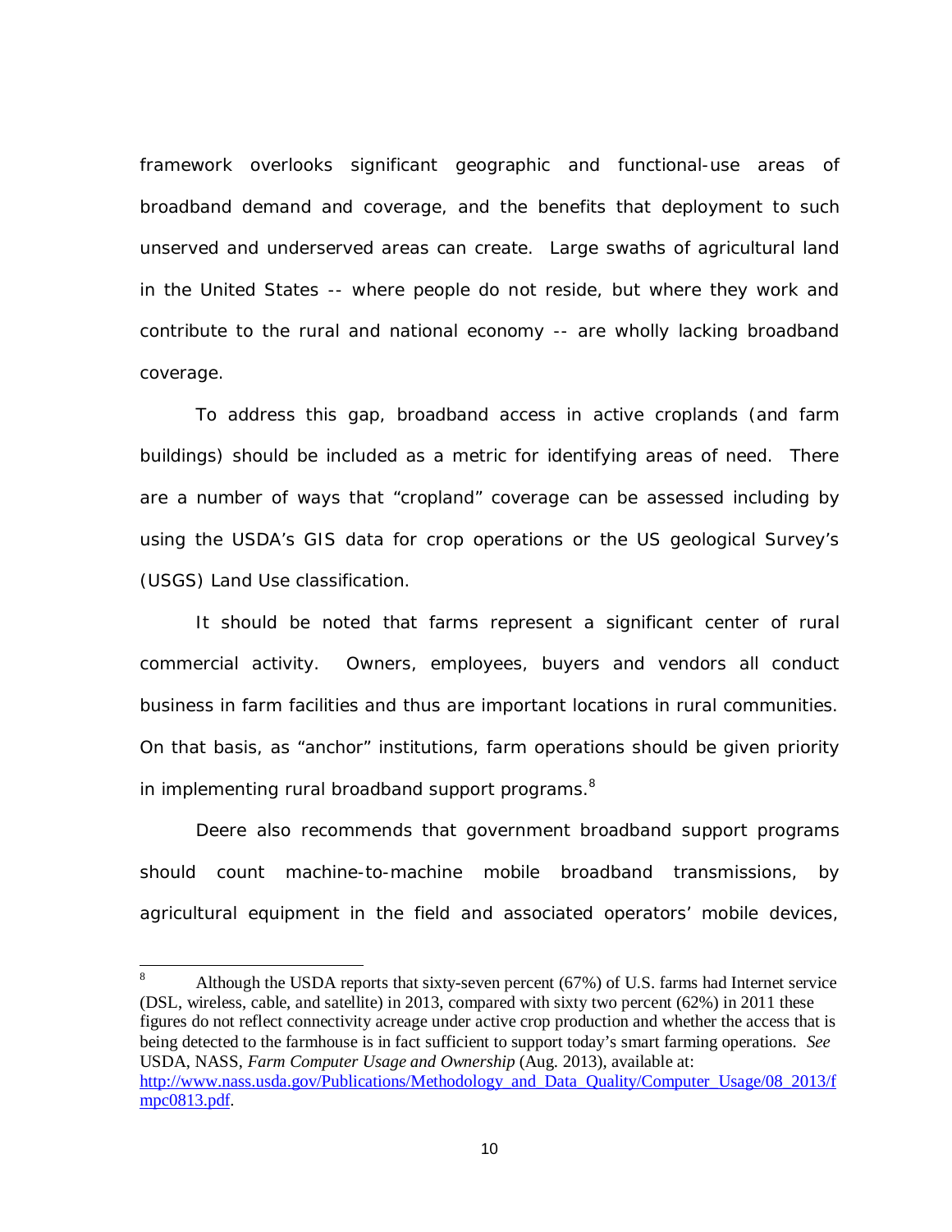framework overlooks significant geographic and functional-use areas of broadband demand and coverage, and the benefits that deployment to such unserved and underserved areas can create. Large swaths of agricultural land in the United States -- where people do not reside, but where they work and contribute to the rural and national economy -- are wholly lacking broadband coverage.

To address this gap, broadband access in active croplands (and farm buildings) should be included as a metric for identifying areas of need. There are a number of ways that "cropland" coverage can be assessed including by using the USDA's GIS data for crop operations or the US geological Survey's (USGS) Land Use classification.

It should be noted that farms represent a significant center of rural commercial activity. Owners, employees, buyers and vendors all conduct business in farm facilities and thus are important locations in rural communities. On that basis, as "anchor" institutions, farm operations should be given priority in implementing rural broadband support programs.[8]

Deere also recommends that government broadband support programs should count machine-to-machine mobile broadband transmissions, by agricultural equipment in the field and associated operators' mobile devices,

---

[8] Although the USDA reports that sixty-seven percent (67%) of U.S. farms had Internet service (DSL, wireless, cable, and satellite) in 2013, compared with sixty two percent (62%) in 2011 these figures do not reflect connectivity acreage under active crop production and whether the access that is being detected to the farmhouse is in fact sufficient to support today's smart farming operations. *See* USDA, NASS, *Farm Computer Usage and Ownership* (Aug. 2013), available at: http://www.nass.usda.gov/Publications/Methodology_and_Data_Quality/Computer_Usage/08_2013/fmpc0813.pdf.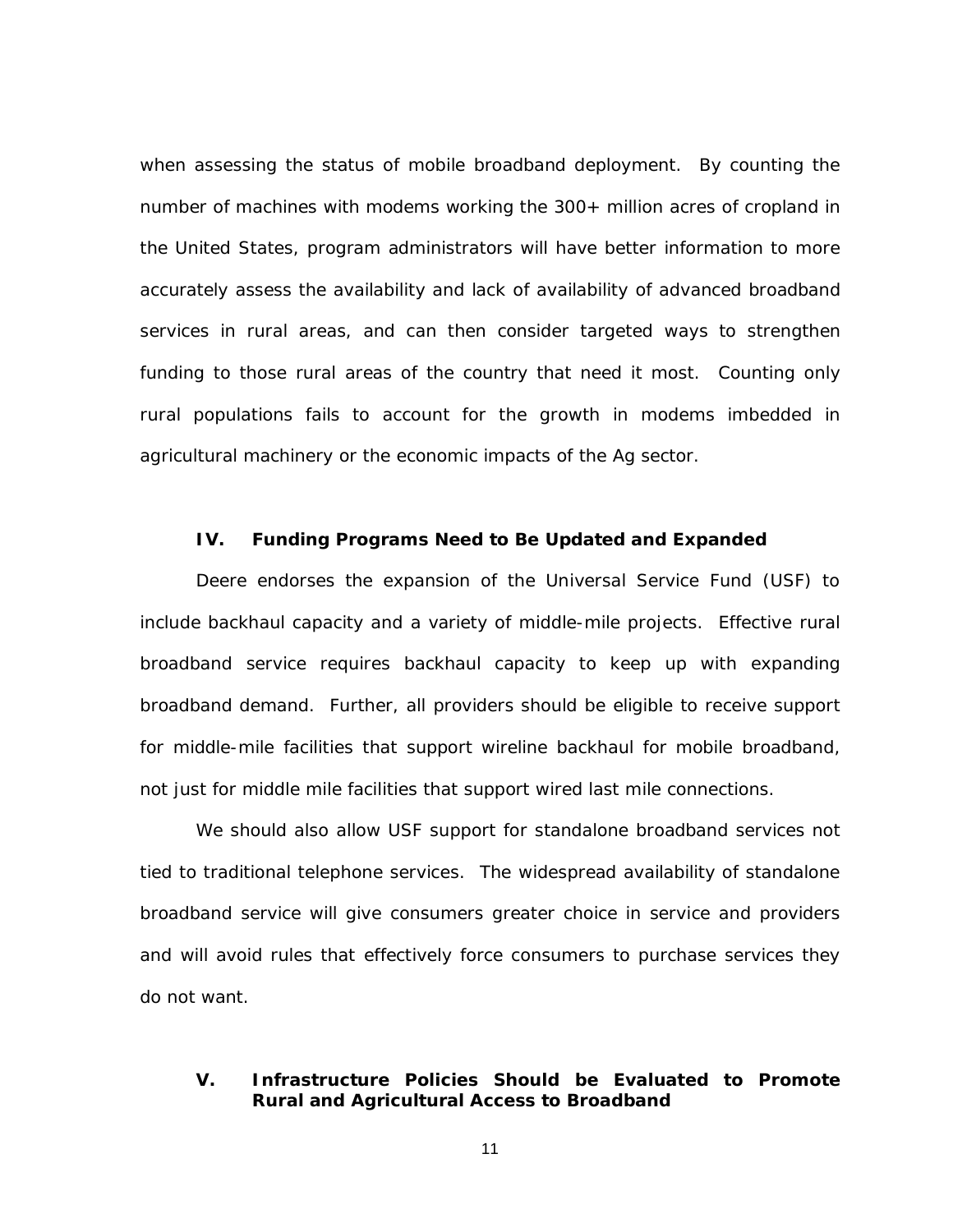when assessing the status of mobile broadband deployment. By counting the number of machines with modems working the 300+ million acres of cropland in the United States, program administrators will have better information to more accurately assess the availability and lack of availability of advanced broadband services in rural areas, and can then consider targeted ways to strengthen funding to those rural areas of the country that need it most. Counting only rural populations fails to account for the growth in modems imbedded in agricultural machinery or the economic impacts of the Ag sector.

## IV. Funding Programs Need to Be Updated and Expanded

Deere endorses the expansion of the Universal Service Fund (USF) to include backhaul capacity and a variety of middle-mile projects. Effective rural broadband service requires backhaul capacity to keep up with expanding broadband demand. Further, all providers should be eligible to receive support for middle-mile facilities that support wireline backhaul for mobile broadband, not just for middle mile facilities that support wired last mile connections.

We should also allow USF support for standalone broadband services not tied to traditional telephone services. The widespread availability of standalone broadband service will give consumers greater choice in service and providers and will avoid rules that effectively force consumers to purchase services they do not want.

## V. Infrastructure Policies Should be Evaluated to Promote Rural and Agricultural Access to Broadband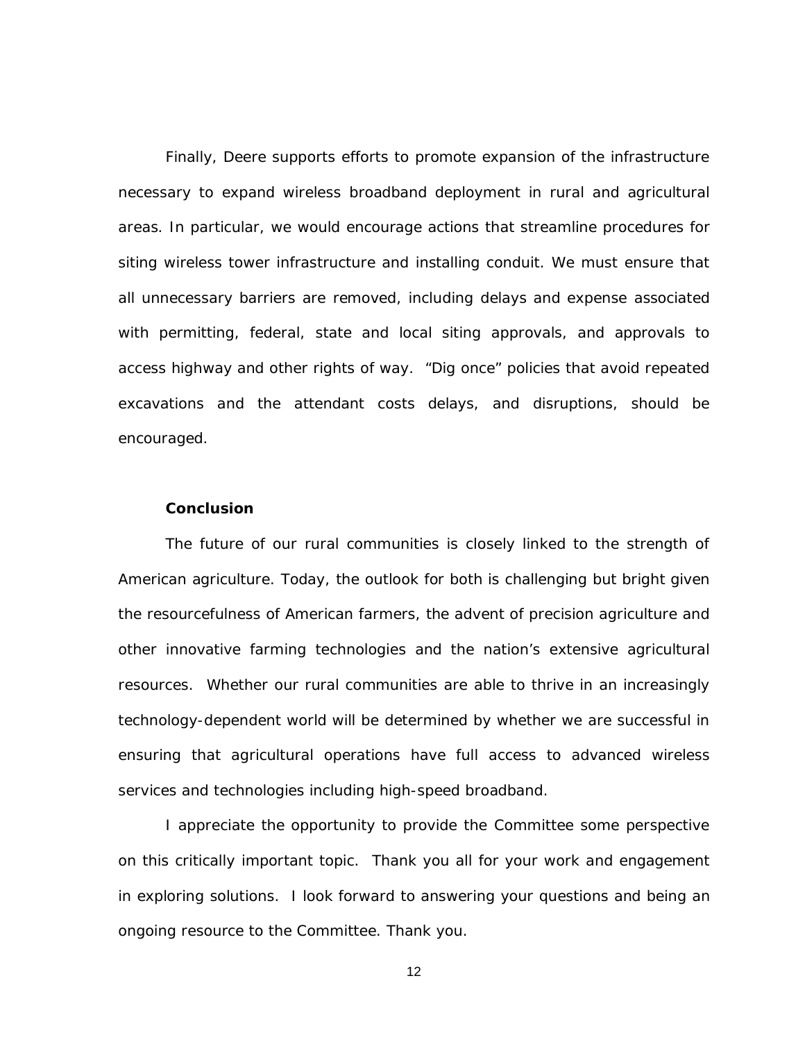Finally, Deere supports efforts to promote expansion of the infrastructure necessary to expand wireless broadband deployment in rural and agricultural areas. In particular, we would encourage actions that streamline procedures for siting wireless tower infrastructure and installing conduit. We must ensure that all unnecessary barriers are removed, including delays and expense associated with permitting, federal, state and local siting approvals, and approvals to access highway and other rights of way. "Dig once" policies that avoid repeated excavations and the attendant costs delays, and disruptions, should be encouraged.

**Conclusion**

The future of our rural communities is closely linked to the strength of American agriculture. Today, the outlook for both is challenging but bright given the resourcefulness of American farmers, the advent of precision agriculture and other innovative farming technologies and the nation's extensive agricultural resources. Whether our rural communities are able to thrive in an increasingly technology-dependent world will be determined by whether we are successful in ensuring that agricultural operations have full access to advanced wireless services and technologies including high-speed broadband.

I appreciate the opportunity to provide the Committee some perspective on this critically important topic. Thank you all for your work and engagement in exploring solutions. I look forward to answering your questions and being an ongoing resource to the Committee. Thank you.